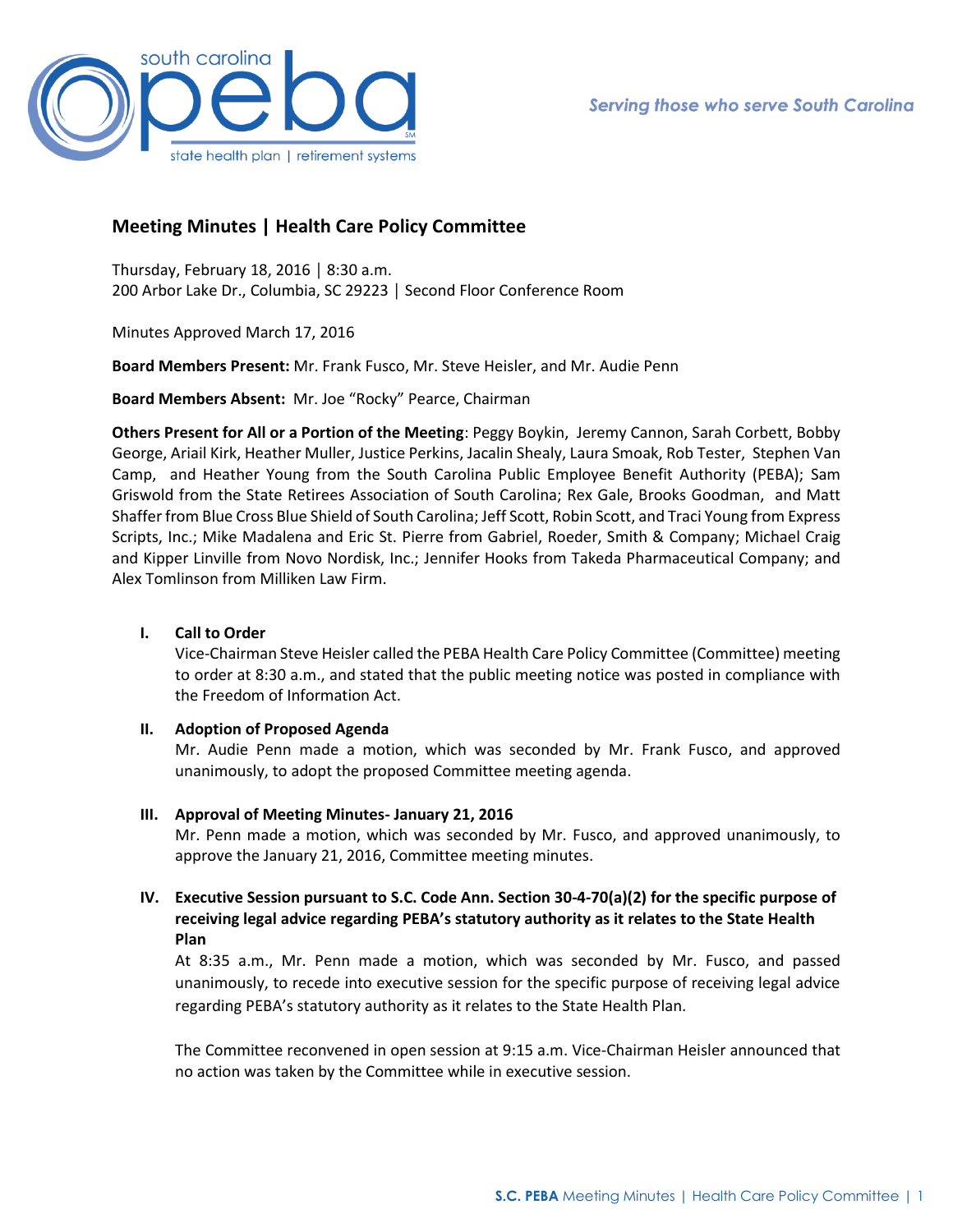Serving those who serve South Carolina

# Meeting Minutes | Health Care Policy Committee

Thursday, February 18, 2016 | 8:30 a.m.
200 Arbor Lake Dr., Columbia, SC 29223 | Second Floor Conference Room

Minutes Approved March 17, 2016

**Board Members Present:** Mr. Frank Fusco, Mr. Steve Heisler, and Mr. Audie Penn

**Board Members Absent:** Mr. Joe "Rocky" Pearce, Chairman

**Others Present for All or a Portion of the Meeting**: Peggy Boykin, Jeremy Cannon, Sarah Corbett, Bobby George, Ariail Kirk, Heather Muller, Justice Perkins, Jacalin Shealy, Laura Smoak, Rob Tester, Stephen Van Camp, and Heather Young from the South Carolina Public Employee Benefit Authority (PEBA); Sam Griswold from the State Retirees Association of South Carolina; Rex Gale, Brooks Goodman, and Matt Shaffer from Blue Cross Blue Shield of South Carolina; Jeff Scott, Robin Scott, and Traci Young from Express Scripts, Inc.; Mike Madalena and Eric St. Pierre from Gabriel, Roeder, Smith & Company; Michael Craig and Kipper Linville from Novo Nordisk, Inc.; Jennifer Hooks from Takeda Pharmaceutical Company; and Alex Tomlinson from Milliken Law Firm.

## I. Call to Order

Vice-Chairman Steve Heisler called the PEBA Health Care Policy Committee (Committee) meeting to order at 8:30 a.m., and stated that the public meeting notice was posted in compliance with the Freedom of Information Act.

## II. Adoption of Proposed Agenda

Mr. Audie Penn made a motion, which was seconded by Mr. Frank Fusco, and approved unanimously, to adopt the proposed Committee meeting agenda.

## III. Approval of Meeting Minutes- January 21, 2016

Mr. Penn made a motion, which was seconded by Mr. Fusco, and approved unanimously, to approve the January 21, 2016, Committee meeting minutes.

## IV. Executive Session pursuant to S.C. Code Ann. Section 30-4-70(a)(2) for the specific purpose of receiving legal advice regarding PEBA's statutory authority as it relates to the State Health Plan

At 8:35 a.m., Mr. Penn made a motion, which was seconded by Mr. Fusco, and passed unanimously, to recede into executive session for the specific purpose of receiving legal advice regarding PEBA's statutory authority as it relates to the State Health Plan.

The Committee reconvened in open session at 9:15 a.m. Vice-Chairman Heisler announced that no action was taken by the Committee while in executive session.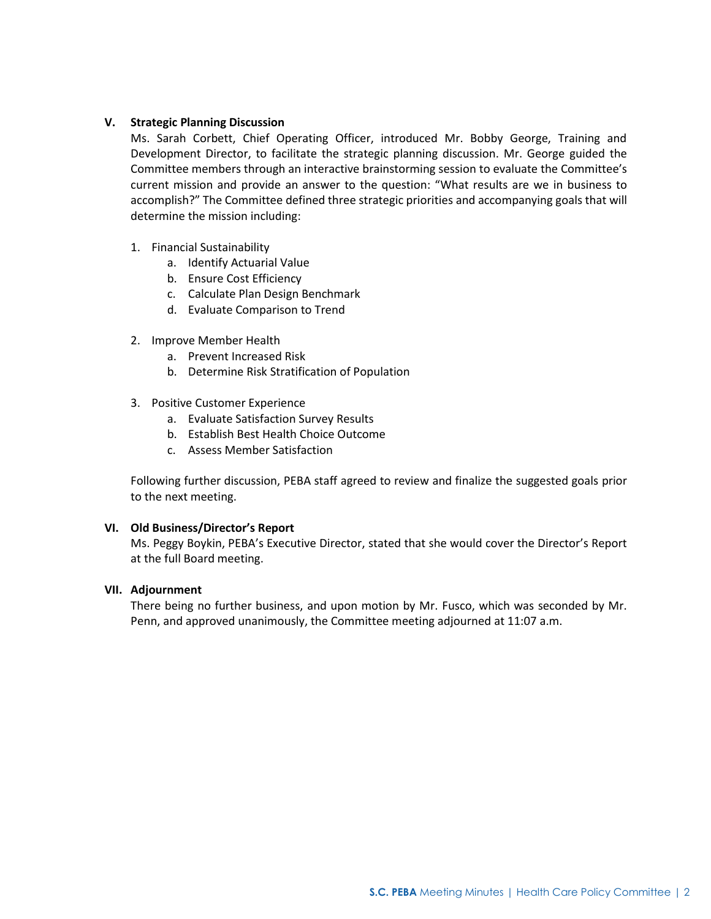## V. Strategic Planning Discussion

Ms. Sarah Corbett, Chief Operating Officer, introduced Mr. Bobby George, Training and Development Director, to facilitate the strategic planning discussion. Mr. George guided the Committee members through an interactive brainstorming session to evaluate the Committee's current mission and provide an answer to the question: "What results are we in business to accomplish?" The Committee defined three strategic priorities and accompanying goals that will determine the mission including:

1. Financial Sustainability
   a. Identify Actuarial Value
   b. Ensure Cost Efficiency
   c. Calculate Plan Design Benchmark
   d. Evaluate Comparison to Trend
2. Improve Member Health
   a. Prevent Increased Risk
   b. Determine Risk Stratification of Population
3. Positive Customer Experience
   a. Evaluate Satisfaction Survey Results
   b. Establish Best Health Choice Outcome
   c. Assess Member Satisfaction

Following further discussion, PEBA staff agreed to review and finalize the suggested goals prior to the next meeting.

## VI. Old Business/Director's Report

Ms. Peggy Boykin, PEBA's Executive Director, stated that she would cover the Director's Report at the full Board meeting.

## VII. Adjournment

There being no further business, and upon motion by Mr. Fusco, which was seconded by Mr. Penn, and approved unanimously, the Committee meeting adjourned at 11:07 a.m.